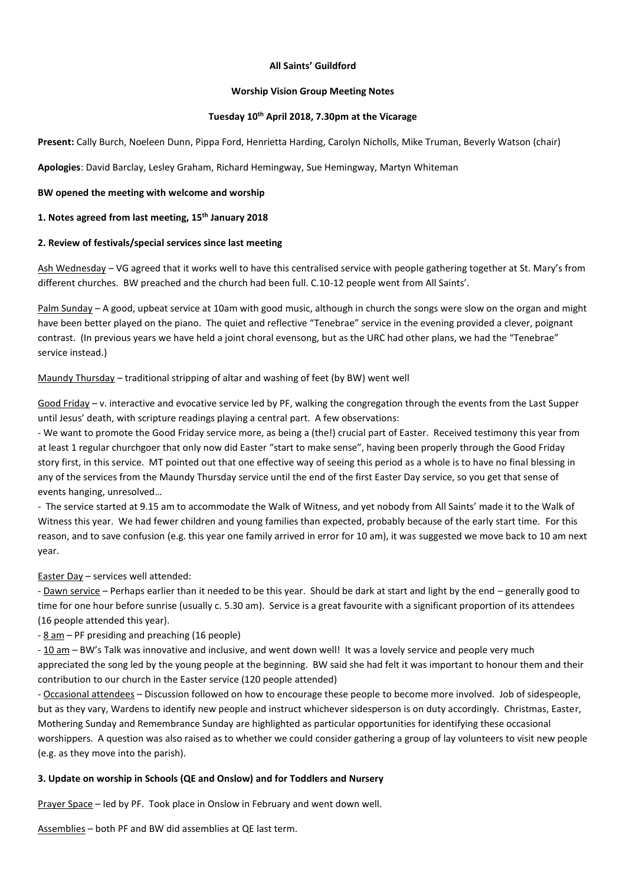**All Saints' Guildford**

**Worship Vision Group Meeting Notes**

**Tuesday 10th April 2018, 7.30pm at the Vicarage**

**Present:** Cally Burch, Noeleen Dunn, Pippa Ford, Henrietta Harding, Carolyn Nicholls, Mike Truman, Beverly Watson (chair)

**Apologies**: David Barclay, Lesley Graham, Richard Hemingway, Sue Hemingway, Martyn Whiteman

**BW opened the meeting with welcome and worship**

**1. Notes agreed from last meeting, 15th January 2018**

**2. Review of festivals/special services since last meeting**

Ash Wednesday – VG agreed that it works well to have this centralised service with people gathering together at St. Mary's from different churches. BW preached and the church had been full. C.10-12 people went from All Saints'.

Palm Sunday – A good, upbeat service at 10am with good music, although in church the songs were slow on the organ and might have been better played on the piano. The quiet and reflective "Tenebrae" service in the evening provided a clever, poignant contrast. (In previous years we have held a joint choral evensong, but as the URC had other plans, we had the "Tenebrae" service instead.)

Maundy Thursday – traditional stripping of altar and washing of feet (by BW) went well

Good Friday – v. interactive and evocative service led by PF, walking the congregation through the events from the Last Supper until Jesus' death, with scripture readings playing a central part. A few observations:

- We want to promote the Good Friday service more, as being a (the!) crucial part of Easter. Received testimony this year from at least 1 regular churchgoer that only now did Easter "start to make sense", having been properly through the Good Friday story first, in this service. MT pointed out that one effective way of seeing this period as a whole is to have no final blessing in any of the services from the Maundy Thursday service until the end of the first Easter Day service, so you get that sense of events hanging, unresolved…
- The service started at 9.15 am to accommodate the Walk of Witness, and yet nobody from All Saints' made it to the Walk of Witness this year. We had fewer children and young families than expected, probably because of the early start time. For this reason, and to save confusion (e.g. this year one family arrived in error for 10 am), it was suggested we move back to 10 am next year.

Easter Day – services well attended:

- Dawn service – Perhaps earlier than it needed to be this year. Should be dark at start and light by the end – generally good to time for one hour before sunrise (usually c. 5.30 am). Service is a great favourite with a significant proportion of its attendees (16 people attended this year).
- 8 am – PF presiding and preaching (16 people)
- 10 am – BW's Talk was innovative and inclusive, and went down well! It was a lovely service and people very much appreciated the song led by the young people at the beginning. BW said she had felt it was important to honour them and their contribution to our church in the Easter service (120 people attended)
- Occasional attendees – Discussion followed on how to encourage these people to become more involved. Job of sidespeople, but as they vary, Wardens to identify new people and instruct whichever sidesperson is on duty accordingly. Christmas, Easter, Mothering Sunday and Remembrance Sunday are highlighted as particular opportunities for identifying these occasional worshippers. A question was also raised as to whether we could consider gathering a group of lay volunteers to visit new people (e.g. as they move into the parish).

**3. Update on worship in Schools (QE and Onslow) and for Toddlers and Nursery**

Prayer Space – led by PF. Took place in Onslow in February and went down well.

Assemblies – both PF and BW did assemblies at QE last term.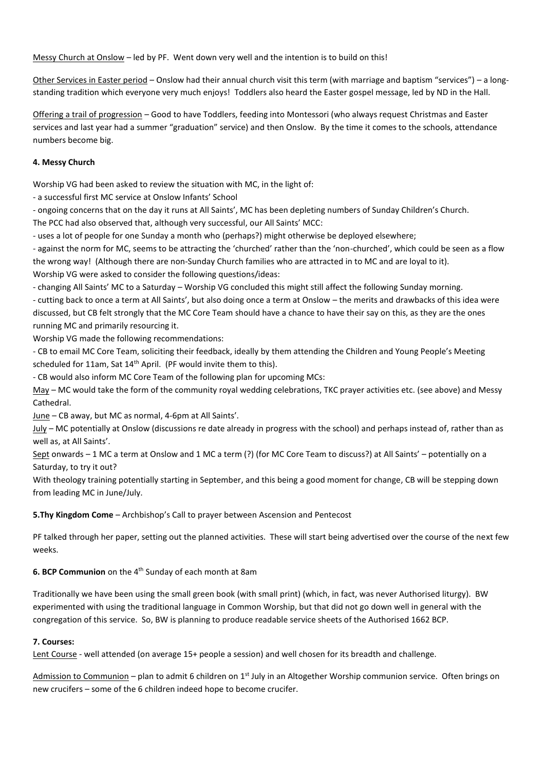Messy Church at Onslow – led by PF. Went down very well and the intention is to build on this!

Other Services in Easter period – Onslow had their annual church visit this term (with marriage and baptism "services") – a long-standing tradition which everyone very much enjoys! Toddlers also heard the Easter gospel message, led by ND in the Hall.

Offering a trail of progression – Good to have Toddlers, feeding into Montessori (who always request Christmas and Easter services and last year had a summer "graduation" service) and then Onslow. By the time it comes to the schools, attendance numbers become big.

**4. Messy Church**

Worship VG had been asked to review the situation with MC, in the light of:

- a successful first MC service at Onslow Infants' School
- ongoing concerns that on the day it runs at All Saints', MC has been depleting numbers of Sunday Children's Church.

The PCC had also observed that, although very successful, our All Saints' MCC:

- uses a lot of people for one Sunday a month who (perhaps?) might otherwise be deployed elsewhere;
- against the norm for MC, seems to be attracting the 'churched' rather than the 'non-churched', which could be seen as a flow the wrong way! (Although there are non-Sunday Church families who are attracted in to MC and are loyal to it).

Worship VG were asked to consider the following questions/ideas:

- changing All Saints' MC to a Saturday – Worship VG concluded this might still affect the following Sunday morning.
- cutting back to once a term at All Saints', but also doing once a term at Onslow – the merits and drawbacks of this idea were discussed, but CB felt strongly that the MC Core Team should have a chance to have their say on this, as they are the ones running MC and primarily resourcing it.

Worship VG made the following recommendations:

- CB to email MC Core Team, soliciting their feedback, ideally by them attending the Children and Young People's Meeting scheduled for 11am, Sat 14th April. (PF would invite them to this).
- CB would also inform MC Core Team of the following plan for upcoming MCs:

May – MC would take the form of the community royal wedding celebrations, TKC prayer activities etc. (see above) and Messy Cathedral.

June – CB away, but MC as normal, 4-6pm at All Saints'.

July – MC potentially at Onslow (discussions re date already in progress with the school) and perhaps instead of, rather than as well as, at All Saints'.

Sept onwards – 1 MC a term at Onslow and 1 MC a term (?) (for MC Core Team to discuss?) at All Saints' – potentially on a Saturday, to try it out?

With theology training potentially starting in September, and this being a good moment for change, CB will be stepping down from leading MC in June/July.

**5.Thy Kingdom Come** – Archbishop's Call to prayer between Ascension and Pentecost

PF talked through her paper, setting out the planned activities. These will start being advertised over the course of the next few weeks.

**6. BCP Communion** on the 4th Sunday of each month at 8am

Traditionally we have been using the small green book (with small print) (which, in fact, was never Authorised liturgy). BW experimented with using the traditional language in Common Worship, but that did not go down well in general with the congregation of this service. So, BW is planning to produce readable service sheets of the Authorised 1662 BCP.

**7. Courses:**

Lent Course - well attended (on average 15+ people a session) and well chosen for its breadth and challenge.

Admission to Communion – plan to admit 6 children on 1st July in an Altogether Worship communion service. Often brings on new crucifers – some of the 6 children indeed hope to become crucifer.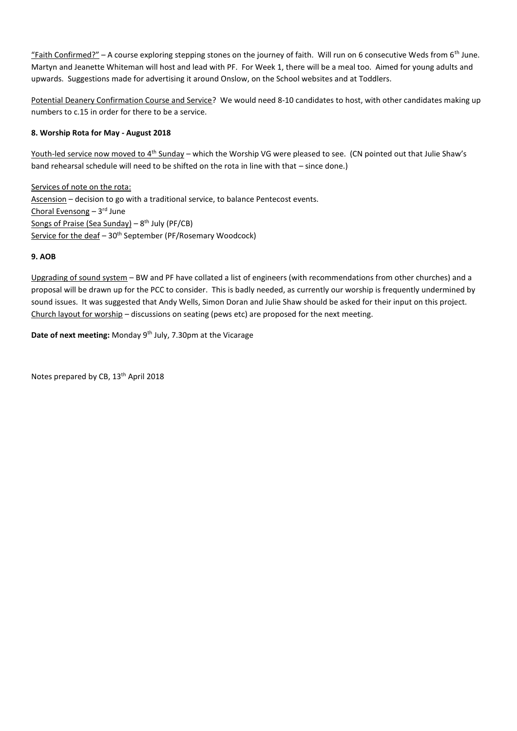"Faith Confirmed?" – A course exploring stepping stones on the journey of faith. Will run on 6 consecutive Weds from 6th June. Martyn and Jeanette Whiteman will host and lead with PF. For Week 1, there will be a meal too. Aimed for young adults and upwards. Suggestions made for advertising it around Onslow, on the School websites and at Toddlers.

Potential Deanery Confirmation Course and Service? We would need 8-10 candidates to host, with other candidates making up numbers to c.15 in order for there to be a service.

**8. Worship Rota for May - August 2018**

Youth-led service now moved to 4th Sunday – which the Worship VG were pleased to see. (CN pointed out that Julie Shaw's band rehearsal schedule will need to be shifted on the rota in line with that – since done.)

Services of note on the rota:
Ascension – decision to go with a traditional service, to balance Pentecost events.
Choral Evensong – 3rd June
Songs of Praise (Sea Sunday) – 8th July (PF/CB)
Service for the deaf – 30th September (PF/Rosemary Woodcock)

**9. AOB**

Upgrading of sound system – BW and PF have collated a list of engineers (with recommendations from other churches) and a proposal will be drawn up for the PCC to consider. This is badly needed, as currently our worship is frequently undermined by sound issues. It was suggested that Andy Wells, Simon Doran and Julie Shaw should be asked for their input on this project.
Church layout for worship – discussions on seating (pews etc) are proposed for the next meeting.

**Date of next meeting:** Monday 9th July, 7.30pm at the Vicarage

Notes prepared by CB, 13th April 2018